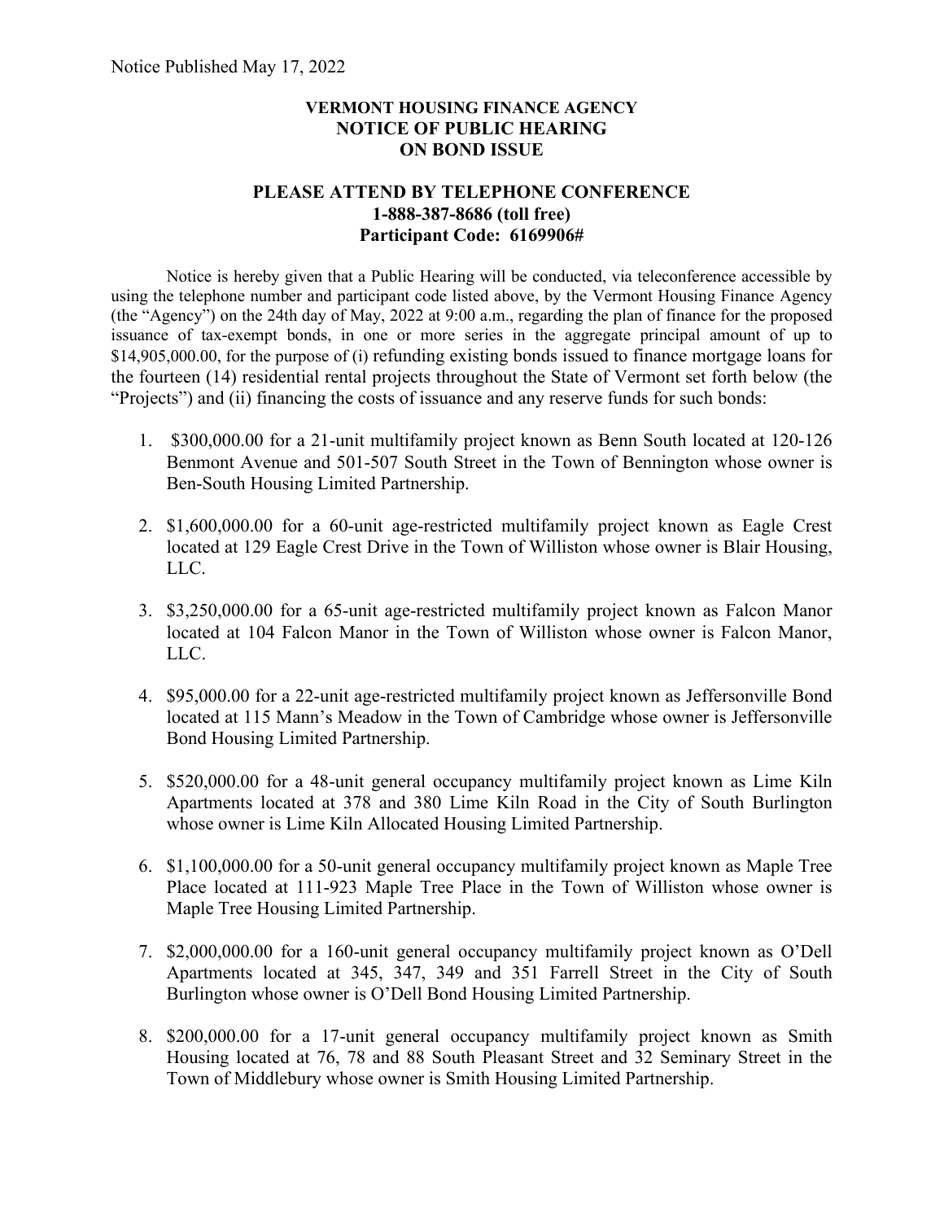Notice Published May 17, 2022

**VERMONT HOUSING FINANCE AGENCY**
**NOTICE OF PUBLIC HEARING**
**ON BOND ISSUE**

**PLEASE ATTEND BY TELEPHONE CONFERENCE**
**1-888-387-8686 (toll free)**
**Participant Code: 6169906#**

Notice is hereby given that a Public Hearing will be conducted, via teleconference accessible by using the telephone number and participant code listed above, by the Vermont Housing Finance Agency (the "Agency") on the 24th day of May, 2022 at 9:00 a.m., regarding the plan of finance for the proposed issuance of tax-exempt bonds, in one or more series in the aggregate principal amount of up to $14,905,000.00, for the purpose of (i) refunding existing bonds issued to finance mortgage loans for the fourteen (14) residential rental projects throughout the State of Vermont set forth below (the "Projects") and (ii) financing the costs of issuance and any reserve funds for such bonds:

1. $300,000.00 for a 21-unit multifamily project known as Benn South located at 120-126 Benmont Avenue and 501-507 South Street in the Town of Bennington whose owner is Ben-South Housing Limited Partnership.
2. $1,600,000.00 for a 60-unit age-restricted multifamily project known as Eagle Crest located at 129 Eagle Crest Drive in the Town of Williston whose owner is Blair Housing, LLC.
3. $3,250,000.00 for a 65-unit age-restricted multifamily project known as Falcon Manor located at 104 Falcon Manor in the Town of Williston whose owner is Falcon Manor, LLC.
4. $95,000.00 for a 22-unit age-restricted multifamily project known as Jeffersonville Bond located at 115 Mann's Meadow in the Town of Cambridge whose owner is Jeffersonville Bond Housing Limited Partnership.
5. $520,000.00 for a 48-unit general occupancy multifamily project known as Lime Kiln Apartments located at 378 and 380 Lime Kiln Road in the City of South Burlington whose owner is Lime Kiln Allocated Housing Limited Partnership.
6. $1,100,000.00 for a 50-unit general occupancy multifamily project known as Maple Tree Place located at 111-923 Maple Tree Place in the Town of Williston whose owner is Maple Tree Housing Limited Partnership.
7. $2,000,000.00 for a 160-unit general occupancy multifamily project known as O'Dell Apartments located at 345, 347, 349 and 351 Farrell Street in the City of South Burlington whose owner is O'Dell Bond Housing Limited Partnership.
8. $200,000.00 for a 17-unit general occupancy multifamily project known as Smith Housing located at 76, 78 and 88 South Pleasant Street and 32 Seminary Street in the Town of Middlebury whose owner is Smith Housing Limited Partnership.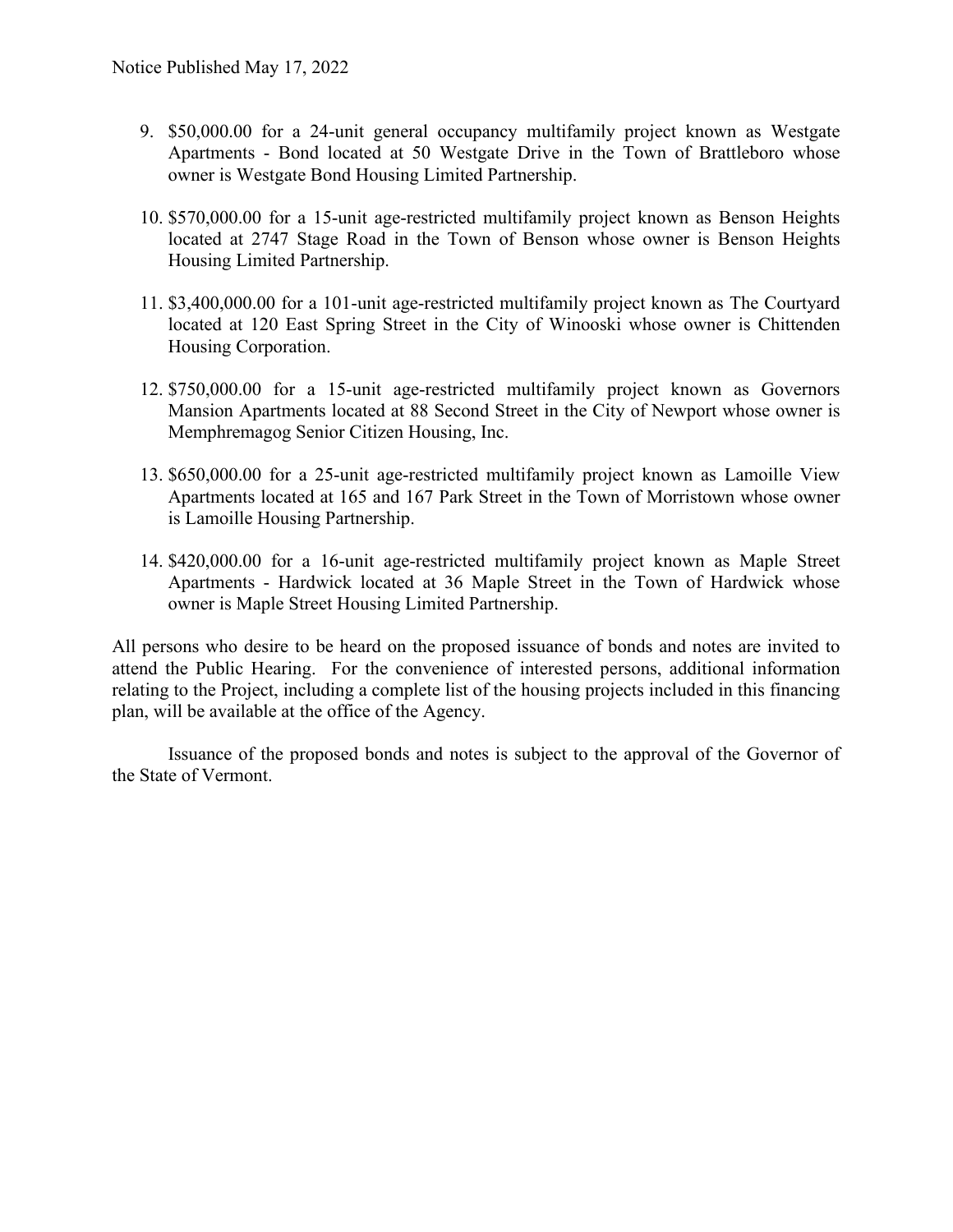9. $50,000.00 for a 24-unit general occupancy multifamily project known as Westgate Apartments - Bond located at 50 Westgate Drive in the Town of Brattleboro whose owner is Westgate Bond Housing Limited Partnership.

10. $570,000.00 for a 15-unit age-restricted multifamily project known as Benson Heights located at 2747 Stage Road in the Town of Benson whose owner is Benson Heights Housing Limited Partnership.

11. $3,400,000.00 for a 101-unit age-restricted multifamily project known as The Courtyard located at 120 East Spring Street in the City of Winooski whose owner is Chittenden Housing Corporation.

12. $750,000.00 for a 15-unit age-restricted multifamily project known as Governors Mansion Apartments located at 88 Second Street in the City of Newport whose owner is Memphremagog Senior Citizen Housing, Inc.

13. $650,000.00 for a 25-unit age-restricted multifamily project known as Lamoille View Apartments located at 165 and 167 Park Street in the Town of Morristown whose owner is Lamoille Housing Partnership.

14. $420,000.00 for a 16-unit age-restricted multifamily project known as Maple Street Apartments - Hardwick located at 36 Maple Street in the Town of Hardwick whose owner is Maple Street Housing Limited Partnership.

All persons who desire to be heard on the proposed issuance of bonds and notes are invited to attend the Public Hearing. For the convenience of interested persons, additional information relating to the Project, including a complete list of the housing projects included in this financing plan, will be available at the office of the Agency.

Issuance of the proposed bonds and notes is subject to the approval of the Governor of the State of Vermont.